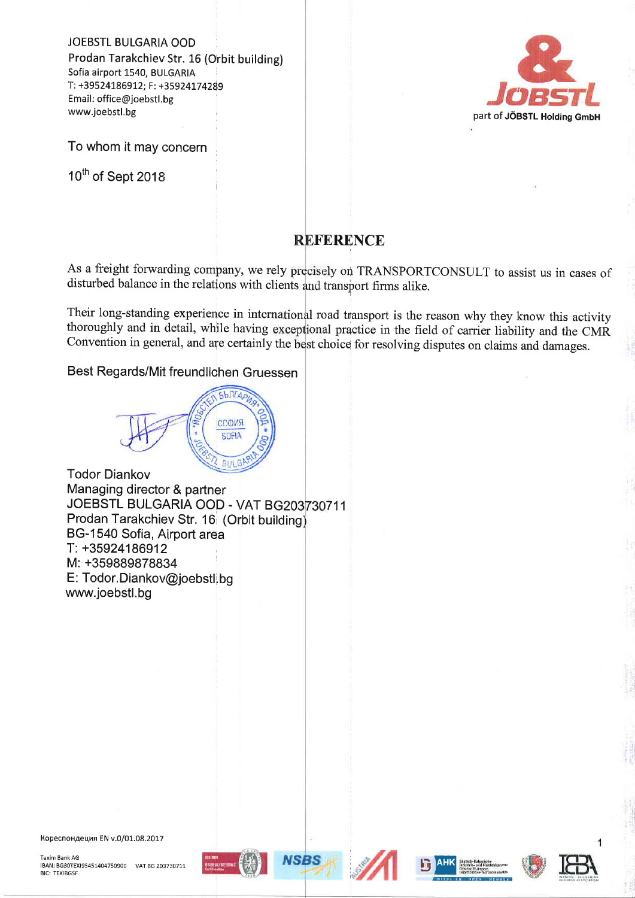JOEBSTL BULGARIA OOD
Prodan Tarakchiev Str. 16 (Orbit building)
Sofia airport 1540, BULGARIA
T: +39524186912; F: +35924174289
Email: office@joebstl.bg
www.joebstl.bg

part of JÖBSTL Holding GmbH

To whom it may concern

10th of Sept 2018

# REFERENCE

As a freight forwarding company, we rely precisely on TRANSPORTCONSULT to assist us in cases of disturbed balance in the relations with clients and transport firms alike.

Their long-standing experience in international road transport is the reason why they know this activity thoroughly and in detail, while having exceptional practice in the field of carrier liability and the CMR Convention in general, and are certainly the best choice for resolving disputes on claims and damages.

Best Regards/Mit freundlichen Gruessen

Todor Diankov
Managing director & partner
JOEBSTL BULGARIA OOD - VAT BG203730711
Prodan Tarakchiev Str. 16 (Orbit building)
BG-1540 Sofia, Airport area
T: +35924186912
M: +359889878834
E: Todor.Diankov@joebstl.bg
www.joebstl.bg

Кореспонденция EN v.0/01.08.2017

Texim Bank AG
IBAN: BG30TEXI95451404750900 VAT BG 203730711
BIC: TEXIBGSF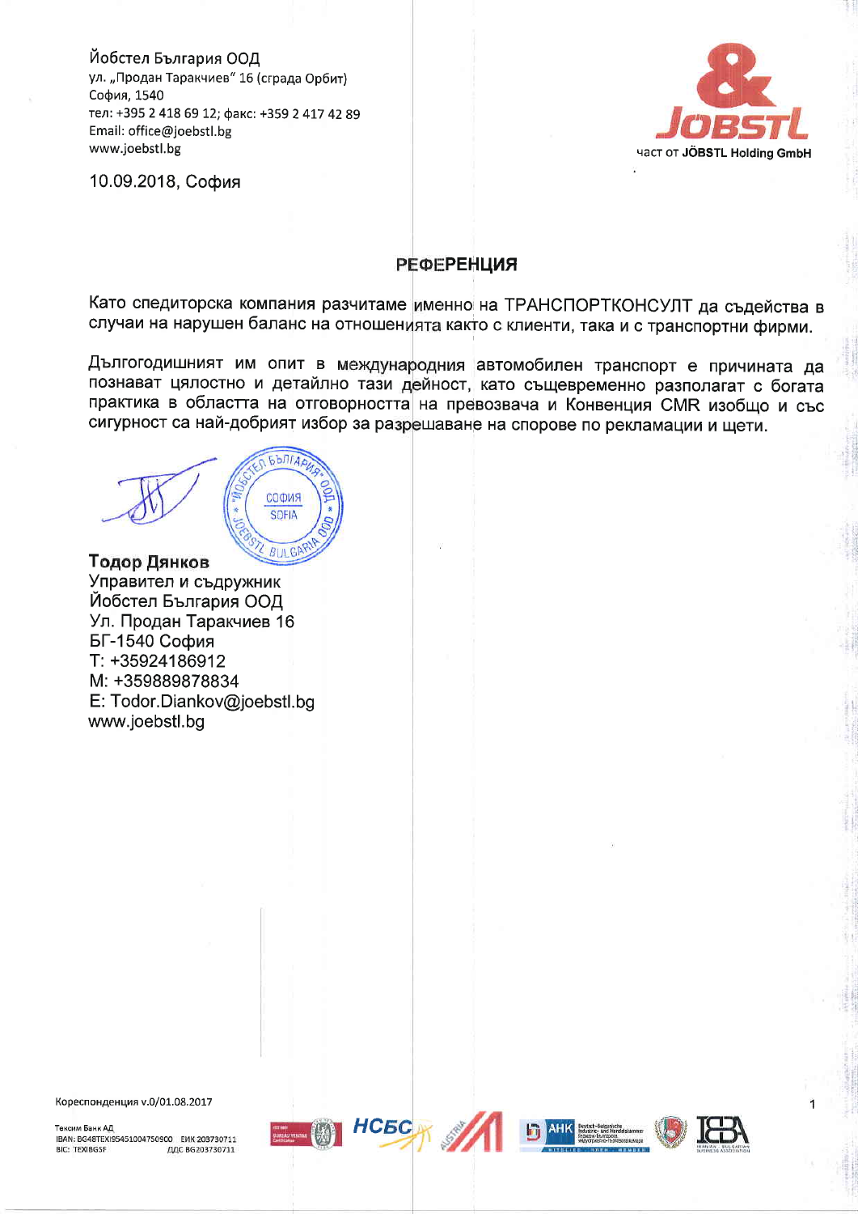Йобстел България ООД
ул. „Продан Таракчиев" 16 (сграда Орбит)
София, 1540
тел: +395 2 418 69 12; факс: +359 2 417 42 89
Email: office@joebstl.bg
www.joebstl.bg

част от JÖBSTL Holding GmbH

10.09.2018, София

## РЕФЕРЕНЦИЯ

Като спедиторска компания разчитаме именно на ТРАНСПОРТКОНСУЛТ да съдейства в случаи на нарушен баланс на отношенията както с клиенти, така и с транспортни фирми.

Дългогодишният им опит в международния автомобилен транспорт е причината да познават цялостно и детайлно тази дейност, като същевременно разполагат с богата практика в областта на отговорността на превозвача и Конвенция CMR изобщо и със сигурност са най-добрият избор за разрешаване на спорове по рекламации и щети.

**Тодор Дянков**
Управител и съдружник
Йобстел България ООД
Ул. Продан Таракчиев 16
БГ-1540 София
T: +35924186912
M: +359889878834
E: Todor.Diankov@joebstl.bg
www.joebstl.bg

Кореспонденция v.0/01.08.2017

Тексим Банк АД
IBAN: BG48TEXI95451004750900 ЕИК 203730711
BIC: TEXIBGSF ДДС BG203730711